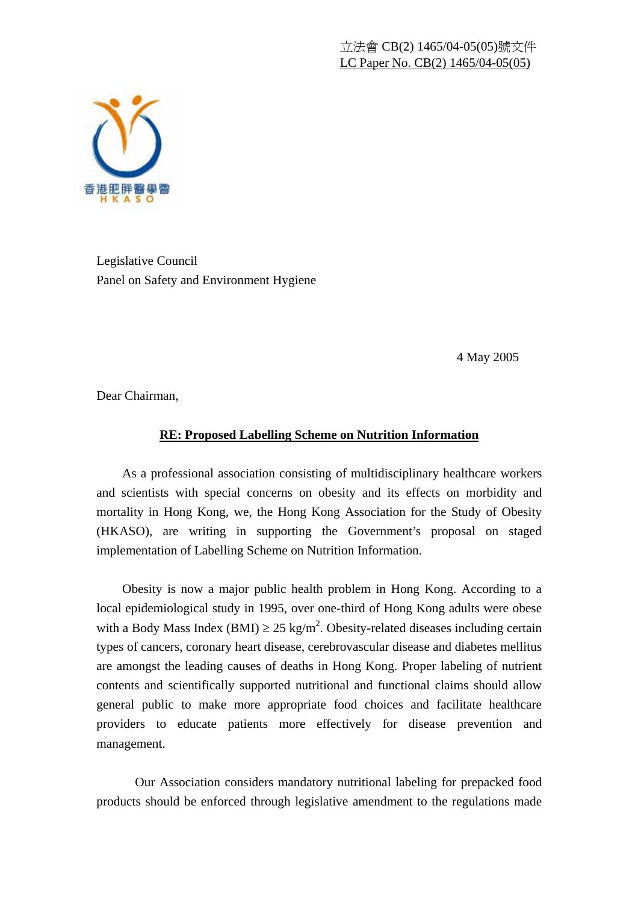立法會 CB(2) 1465/04-05(05)號文件
LC Paper No. CB(2) 1465/04-05(05)

香港肥胖醫學會
HKASO

Legislative Council
Panel on Safety and Environment Hygiene

4 May 2005

Dear Chairman,

**RE: Proposed Labelling Scheme on Nutrition Information**

As a professional association consisting of multidisciplinary healthcare workers and scientists with special concerns on obesity and its effects on morbidity and mortality in Hong Kong, we, the Hong Kong Association for the Study of Obesity (HKASO), are writing in supporting the Government's proposal on staged implementation of Labelling Scheme on Nutrition Information.

Obesity is now a major public health problem in Hong Kong. According to a local epidemiological study in 1995, over one-third of Hong Kong adults were obese with a Body Mass Index (BMI) $\geq 25$ kg/m$^2$. Obesity-related diseases including certain types of cancers, coronary heart disease, cerebrovascular disease and diabetes mellitus are amongst the leading causes of deaths in Hong Kong. Proper labeling of nutrient contents and scientifically supported nutritional and functional claims should allow general public to make more appropriate food choices and facilitate healthcare providers to educate patients more effectively for disease prevention and management.

Our Association considers mandatory nutritional labeling for prepacked food products should be enforced through legislative amendment to the regulations made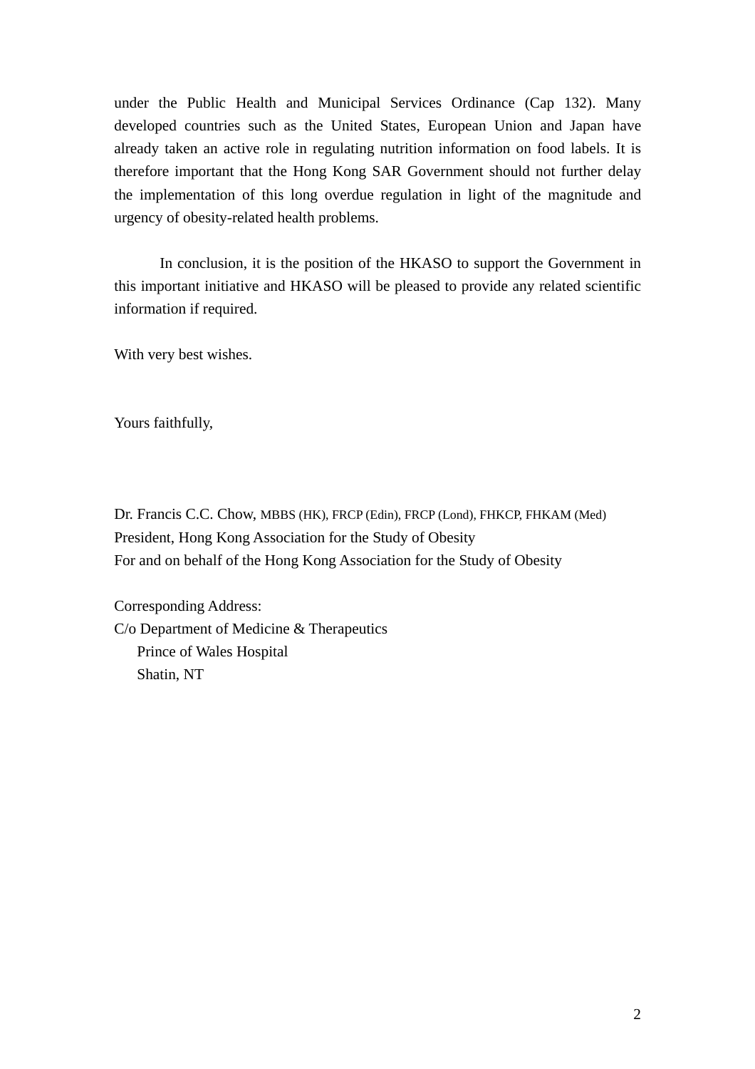under the Public Health and Municipal Services Ordinance (Cap 132). Many developed countries such as the United States, European Union and Japan have already taken an active role in regulating nutrition information on food labels. It is therefore important that the Hong Kong SAR Government should not further delay the implementation of this long overdue regulation in light of the magnitude and urgency of obesity-related health problems.

In conclusion, it is the position of the HKASO to support the Government in this important initiative and HKASO will be pleased to provide any related scientific information if required.

With very best wishes.

Yours faithfully,

Dr. Francis C.C. Chow, MBBS (HK), FRCP (Edin), FRCP (Lond), FHKCP, FHKAM (Med)
President, Hong Kong Association for the Study of Obesity
For and on behalf of the Hong Kong Association for the Study of Obesity

Corresponding Address:
C/o Department of Medicine & Therapeutics
Prince of Wales Hospital
Shatin, NT